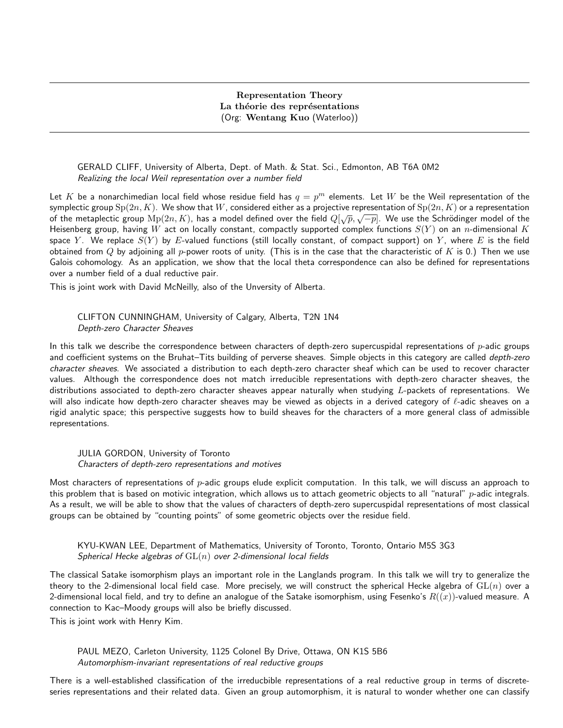**Representation Theory**
**La théorie des représentations**
(Org: **Wentang Kuo** (Waterloo))

GERALD CLIFF, University of Alberta, Dept. of Math. & Stat. Sci., Edmonton, AB T6A 0M2
*Realizing the local Weil representation over a number field*

Let $K$ be a nonarchimedian local field whose residue field has $q = p^m$ elements. Let $W$ be the Weil representation of the symplectic group $\mathrm{Sp}(2n, K)$. We show that $W$, considered either as a projective representation of $\mathrm{Sp}(2n, K)$ or a representation of the metaplectic group $\mathrm{Mp}(2n, K)$, has a model defined over the field $Q[\sqrt{p}, \sqrt{-p}]$. We use the Schrödinger model of the Heisenberg group, having $W$ act on locally constant, compactly supported complex functions $S(Y)$ on an $n$-dimensional $K$ space $Y$. We replace $S(Y)$ by $E$-valued functions (still locally constant, of compact support) on $Y$, where $E$ is the field obtained from $Q$ by adjoining all $p$-power roots of unity. (This is in the case that the characteristic of $K$ is 0.) Then we use Galois cohomology. As an application, we show that the local theta correspondence can also be defined for representations over a number field of a dual reductive pair.

This is joint work with David McNeilly, also of the Unversity of Alberta.

CLIFTON CUNNINGHAM, University of Calgary, Alberta, T2N 1N4
*Depth-zero Character Sheaves*

In this talk we describe the correspondence between characters of depth-zero supercuspidal representations of $p$-adic groups and coefficient systems on the Bruhat–Tits building of perverse sheaves. Simple objects in this category are called *depth-zero character sheaves*. We associated a distribution to each depth-zero character sheaf which can be used to recover character values. Although the correspondence does not match irreducible representations with depth-zero character sheaves, the distributions associated to depth-zero character sheaves appear naturally when studying $L$-packets of representations. We will also indicate how depth-zero character sheaves may be viewed as objects in a derived category of $\ell$-adic sheaves on a rigid analytic space; this perspective suggests how to build sheaves for the characters of a more general class of admissible representations.

JULIA GORDON, University of Toronto
*Characters of depth-zero representations and motives*

Most characters of representations of $p$-adic groups elude explicit computation. In this talk, we will discuss an approach to this problem that is based on motivic integration, which allows us to attach geometric objects to all "natural" $p$-adic integrals. As a result, we will be able to show that the values of characters of depth-zero supercuspidal representations of most classical groups can be obtained by "counting points" of some geometric objects over the residue field.

KYU-KWAN LEE, Department of Mathematics, University of Toronto, Toronto, Ontario M5S 3G3
*Spherical Hecke algebras of* $\mathrm{GL}(n)$ *over 2-dimensional local fields*

The classical Satake isomorphism plays an important role in the Langlands program. In this talk we will try to generalize the theory to the 2-dimensional local field case. More precisely, we will construct the spherical Hecke algebra of $\mathrm{GL}(n)$ over a 2-dimensional local field, and try to define an analogue of the Satake isomorphism, using Fesenko's $R((x))$-valued measure. A connection to Kac–Moody groups will also be briefly discussed.

This is joint work with Henry Kim.

PAUL MEZO, Carleton University, 1125 Colonel By Drive, Ottawa, ON K1S 5B6
*Automorphism-invariant representations of real reductive groups*

There is a well-established classification of the irreducbible representations of a real reductive group in terms of discrete-series representations and their related data. Given an group automorphism, it is natural to wonder whether one can classify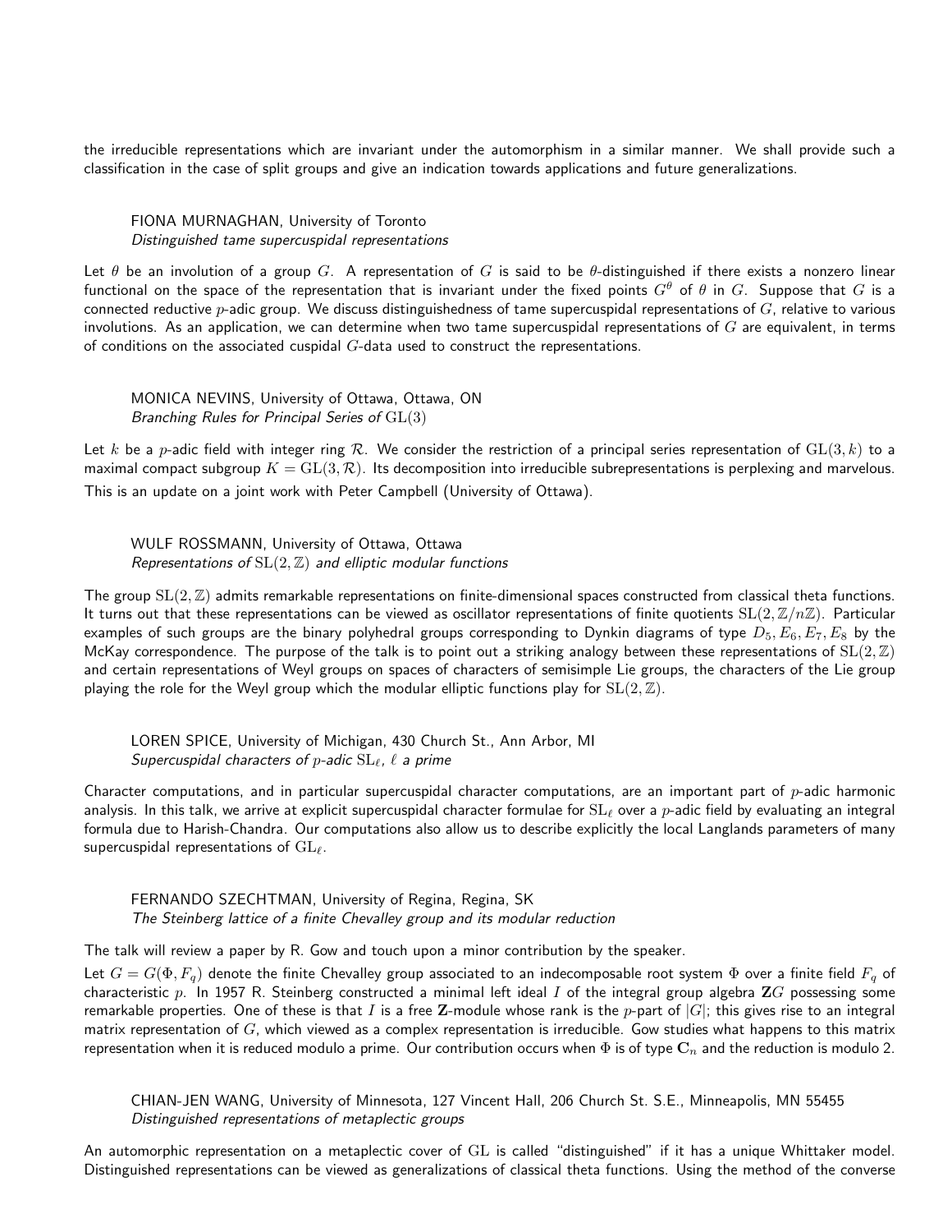the irreducible representations which are invariant under the automorphism in a similar manner. We shall provide such a classification in the case of split groups and give an indication towards applications and future generalizations.

FIONA MURNAGHAN, University of Toronto
*Distinguished tame supercuspidal representations*

Let $\theta$ be an involution of a group $G$. A representation of $G$ is said to be $\theta$-distinguished if there exists a nonzero linear functional on the space of the representation that is invariant under the fixed points $G^\theta$ of $\theta$ in $G$. Suppose that $G$ is a connected reductive $p$-adic group. We discuss distinguishedness of tame supercuspidal representations of $G$, relative to various involutions. As an application, we can determine when two tame supercuspidal representations of $G$ are equivalent, in terms of conditions on the associated cuspidal $G$-data used to construct the representations.

MONICA NEVINS, University of Ottawa, Ottawa, ON
*Branching Rules for Principal Series of* $\mathrm{GL}(3)$

Let $k$ be a $p$-adic field with integer ring $\mathcal{R}$. We consider the restriction of a principal series representation of $\mathrm{GL}(3,k)$ to a maximal compact subgroup $K = \mathrm{GL}(3,\mathcal{R})$. Its decomposition into irreducible subrepresentations is perplexing and marvelous. This is an update on a joint work with Peter Campbell (University of Ottawa).

WULF ROSSMANN, University of Ottawa, Ottawa
*Representations of* $\mathrm{SL}(2,\mathbb{Z})$ *and elliptic modular functions*

The group $\mathrm{SL}(2,\mathbb{Z})$ admits remarkable representations on finite-dimensional spaces constructed from classical theta functions. It turns out that these representations can be viewed as oscillator representations of finite quotients $\mathrm{SL}(2,\mathbb{Z}/n\mathbb{Z})$. Particular examples of such groups are the binary polyhedral groups corresponding to Dynkin diagrams of type $D_5, E_6, E_7, E_8$ by the McKay correspondence. The purpose of the talk is to point out a striking analogy between these representations of $\mathrm{SL}(2,\mathbb{Z})$ and certain representations of Weyl groups on spaces of characters of semisimple Lie groups, the characters of the Lie group playing the role for the Weyl group which the modular elliptic functions play for $\mathrm{SL}(2,\mathbb{Z})$.

LOREN SPICE, University of Michigan, 430 Church St., Ann Arbor, MI
*Supercuspidal characters of* $p$*-adic* $\mathrm{SL}_\ell$*,* $\ell$ *a prime*

Character computations, and in particular supercuspidal character computations, are an important part of $p$-adic harmonic analysis. In this talk, we arrive at explicit supercuspidal character formulae for $\mathrm{SL}_\ell$ over a $p$-adic field by evaluating an integral formula due to Harish-Chandra. Our computations also allow us to describe explicitly the local Langlands parameters of many supercuspidal representations of $\mathrm{GL}_\ell$.

FERNANDO SZECHTMAN, University of Regina, Regina, SK
*The Steinberg lattice of a finite Chevalley group and its modular reduction*

The talk will review a paper by R. Gow and touch upon a minor contribution by the speaker.

Let $G = G(\Phi, F_q)$ denote the finite Chevalley group associated to an indecomposable root system $\Phi$ over a finite field $F_q$ of characteristic $p$. In 1957 R. Steinberg constructed a minimal left ideal $I$ of the integral group algebra $\mathbf{Z}G$ possessing some remarkable properties. One of these is that $I$ is a free $\mathbf{Z}$-module whose rank is the $p$-part of $|G|$; this gives rise to an integral matrix representation of $G$, which viewed as a complex representation is irreducible. Gow studies what happens to this matrix representation when it is reduced modulo a prime. Our contribution occurs when $\Phi$ is of type $\mathbf{C}_n$ and the reduction is modulo 2.

CHIAN-JEN WANG, University of Minnesota, 127 Vincent Hall, 206 Church St. S.E., Minneapolis, MN 55455
*Distinguished representations of metaplectic groups*

An automorphic representation on a metaplectic cover of $\mathrm{GL}$ is called "distinguished" if it has a unique Whittaker model. Distinguished representations can be viewed as generalizations of classical theta functions. Using the method of the converse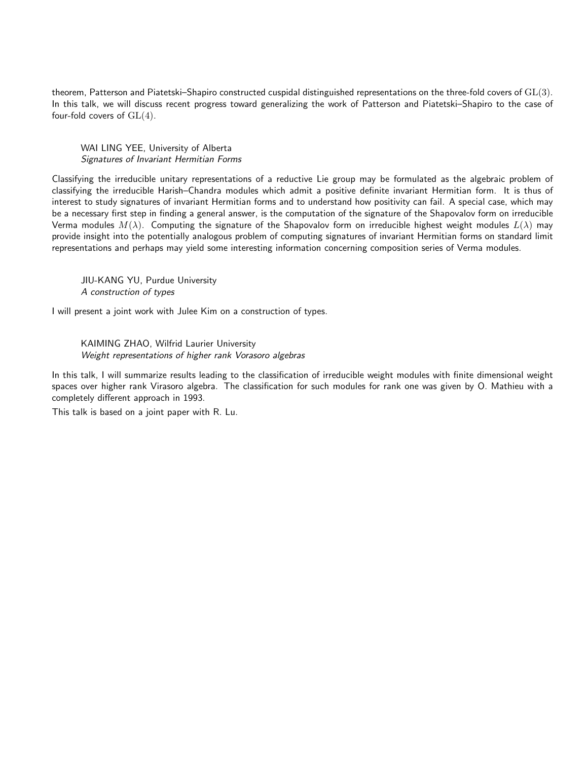theorem, Patterson and Piatetski–Shapiro constructed cuspidal distinguished representations on the three-fold covers of $\mathrm{GL}(3)$. In this talk, we will discuss recent progress toward generalizing the work of Patterson and Piatetski–Shapiro to the case of four-fold covers of $\mathrm{GL}(4)$.

WAI LING YEE, University of Alberta
*Signatures of Invariant Hermitian Forms*

Classifying the irreducible unitary representations of a reductive Lie group may be formulated as the algebraic problem of classifying the irreducible Harish–Chandra modules which admit a positive definite invariant Hermitian form. It is thus of interest to study signatures of invariant Hermitian forms and to understand how positivity can fail. A special case, which may be a necessary first step in finding a general answer, is the computation of the signature of the Shapovalov form on irreducible Verma modules $M(\lambda)$. Computing the signature of the Shapovalov form on irreducible highest weight modules $L(\lambda)$ may provide insight into the potentially analogous problem of computing signatures of invariant Hermitian forms on standard limit representations and perhaps may yield some interesting information concerning composition series of Verma modules.

JIU-KANG YU, Purdue University
*A construction of types*

I will present a joint work with Julee Kim on a construction of types.

KAIMING ZHAO, Wilfrid Laurier University
*Weight representations of higher rank Vorasoro algebras*

In this talk, I will summarize results leading to the classification of irreducible weight modules with finite dimensional weight spaces over higher rank Virasoro algebra. The classification for such modules for rank one was given by O. Mathieu with a completely different approach in 1993.

This talk is based on a joint paper with R. Lu.